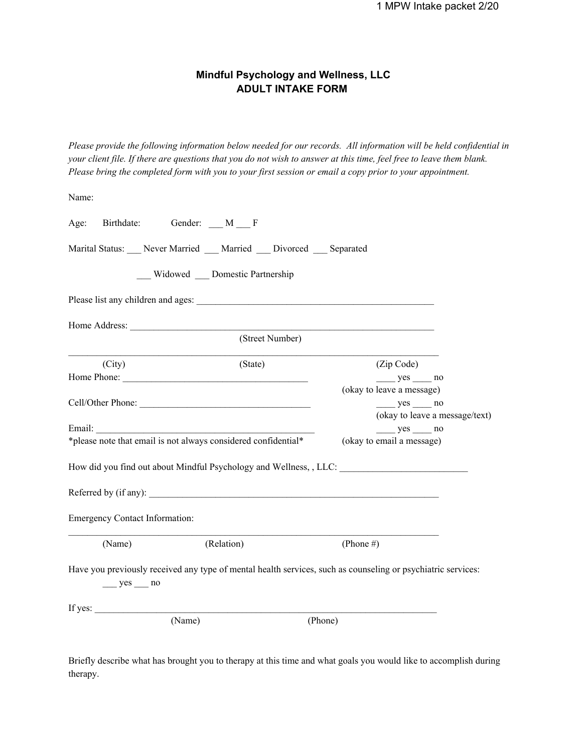**Mindful Psychology and Wellness, LLC**
**ADULT INTAKE FORM**

*Please provide the following information below needed for our records. All information will be held confidential in your client file. If there are questions that you do not wish to answer at this time, feel free to leave them blank. Please bring the completed form with you to your first session or email a copy prior to your appointment.*

Name:

Age: Birthdate: Gender: ___ M ___ F

Marital Status: ___ Never Married ___ Married ___ Divorced ___ Separated

___ Widowed ___ Domestic Partnership

Please list any children and ages: ____________________________________________________

Home Address: __________________________________________________________________
(Street Number)

_____________________________________________________________________________________
(City) (State) (Zip Code)

Home Phone: ________________________________________ ____ yes ____ no
(okay to leave a message)

Cell/Other Phone: ____________________________________ ____ yes ____ no
(okay to leave a message/text)

Email: __________________________________________________ ____ yes ____ no
*please note that email is not always considered confidential* (okay to email a message)

How did you find out about Mindful Psychology and Wellness, , LLC: ___________________________

Referred by (if any): ________________________________________________________________

Emergency Contact Information:

_____________________________________________________________________________________
(Name) (Relation) (Phone #)

Have you previously received any type of mental health services, such as counseling or psychiatric services:
___ yes ___ no

If yes: _____________________________________________________________________________
(Name) (Phone)

Briefly describe what has brought you to therapy at this time and what goals you would like to accomplish during therapy.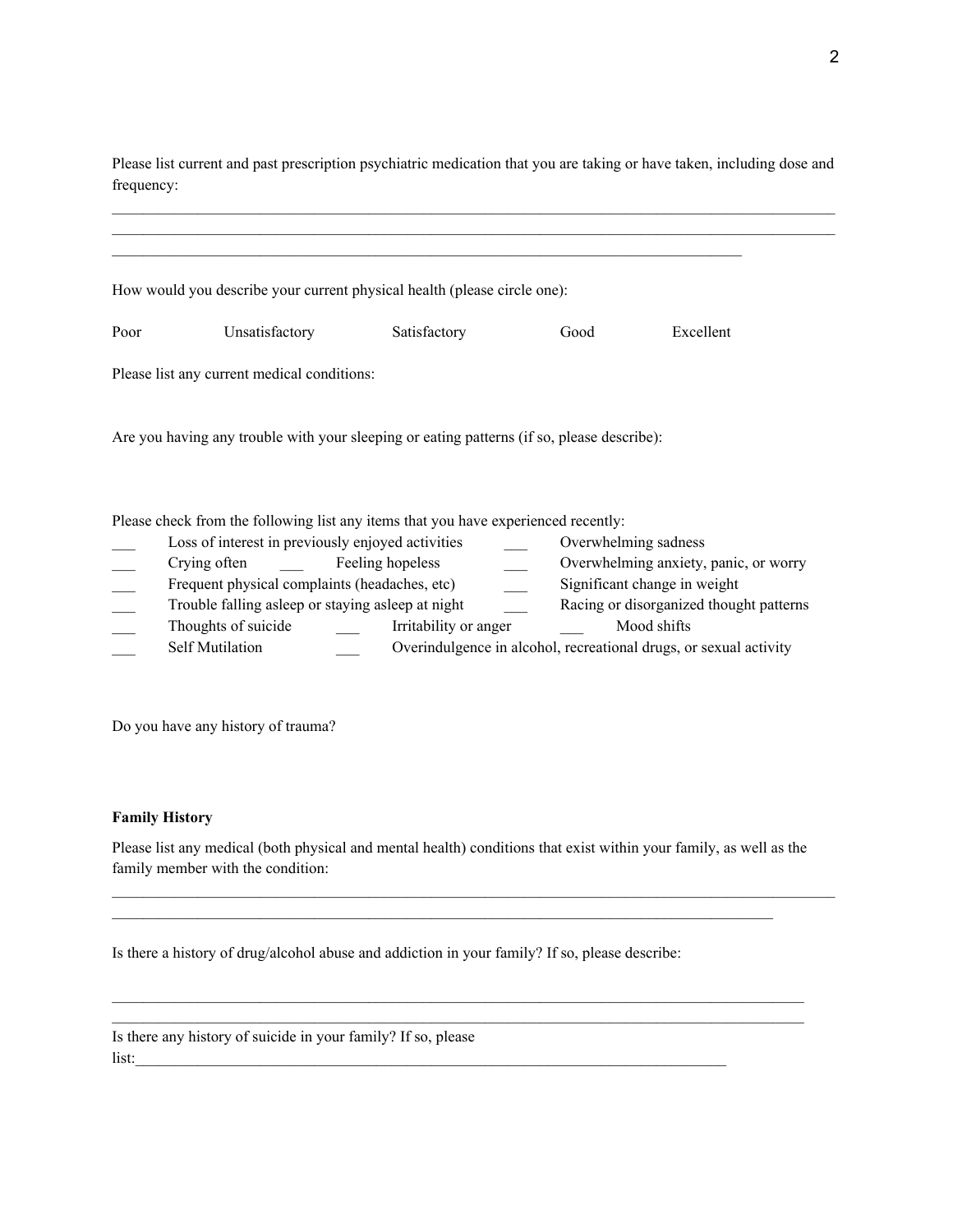Please list current and past prescription psychiatric medication that you are taking or have taken, including dose and frequency:

_____________________________________________________________________________________________
_____________________________________________________________________________________________
_________________________________________________________________________________

How would you describe your current physical health (please circle one):

Poor Unsatisfactory Satisfactory Good Excellent

Please list any current medical conditions:

Are you having any trouble with your sleeping or eating patterns (if so, please describe):

Please check from the following list any items that you have experienced recently:

___ Loss of interest in previously enjoyed activities ___ Overwhelming sadness
___ Crying often ___ Feeling hopeless ___ Overwhelming anxiety, panic, or worry
___ Frequent physical complaints (headaches, etc) ___ Significant change in weight
___ Trouble falling asleep or staying asleep at night ___ Racing or disorganized thought patterns
___ Thoughts of suicide ___ Irritability or anger ___ Mood shifts
___ Self Mutilation ___ Overindulgence in alcohol, recreational drugs, or sexual activity

Do you have any history of trauma?

**Family History**

Please list any medical (both physical and mental health) conditions that exist within your family, as well as the family member with the condition:

_____________________________________________________________________________________________
____________________________________________________________________________________

Is there a history of drug/alcohol abuse and addiction in your family? If so, please describe:

_________________________________________________________________________________________
_________________________________________________________________________________________

Is there any history of suicide in your family? If so, please list:____________________________________________________________________________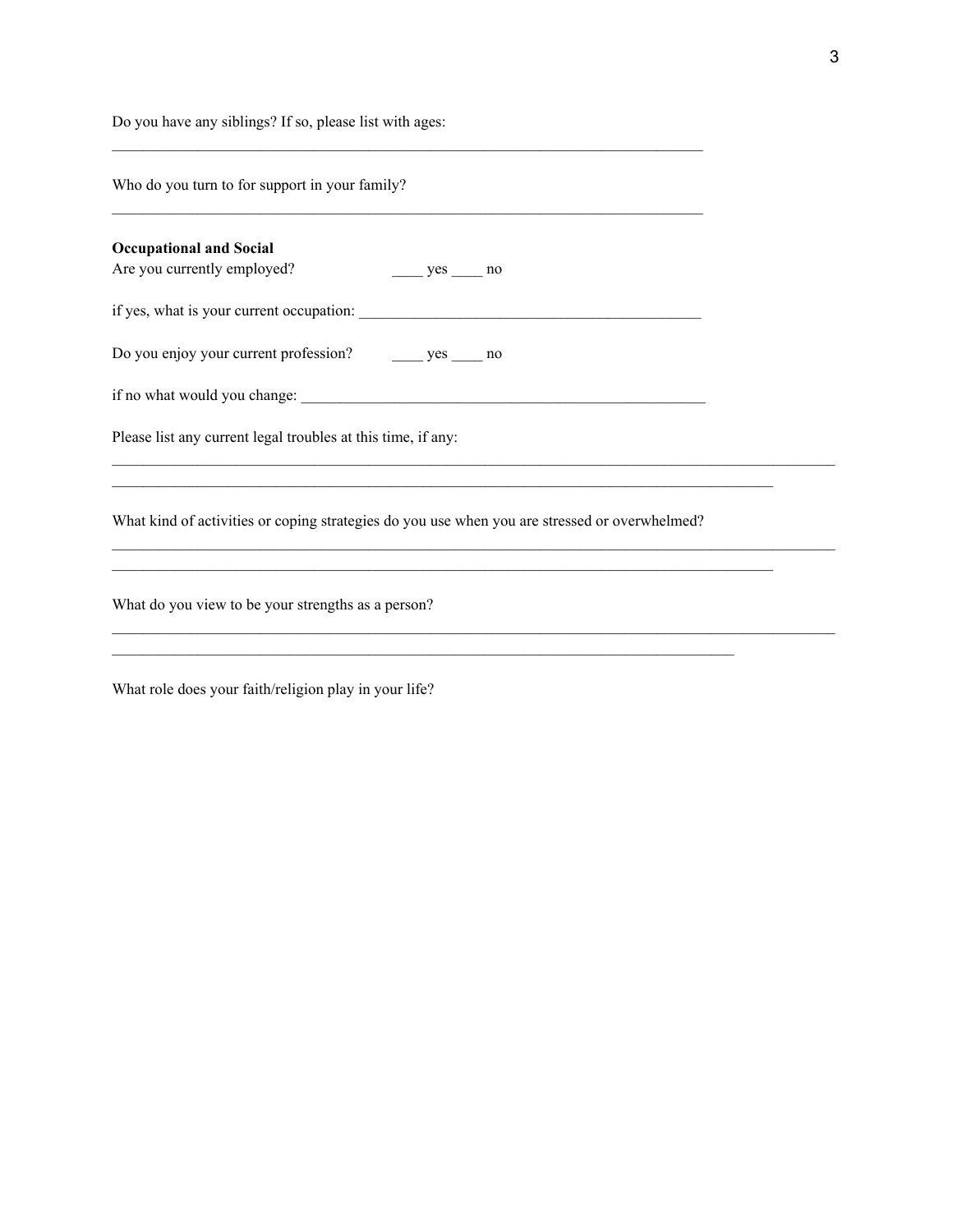Do you have any siblings? If so, please list with ages:

________________________________________________________________________________

Who do you turn to for support in your family?

________________________________________________________________________________

**Occupational and Social**

Are you currently employed? ____ yes ____ no

if yes, what is your current occupation: ______________________________________________

Do you enjoy your current profession? ____ yes ____ no

if no what would you change: _______________________________________________________

Please list any current legal troubles at this time, if any:

__________________________________________________________________________________________________

__________________________________________________________________________________________

What kind of activities or coping strategies do you use when you are stressed or overwhelmed?

__________________________________________________________________________________________________

__________________________________________________________________________________________

What do you view to be your strengths as a person?

__________________________________________________________________________________________________

____________________________________________________________________________________

What role does your faith/religion play in your life?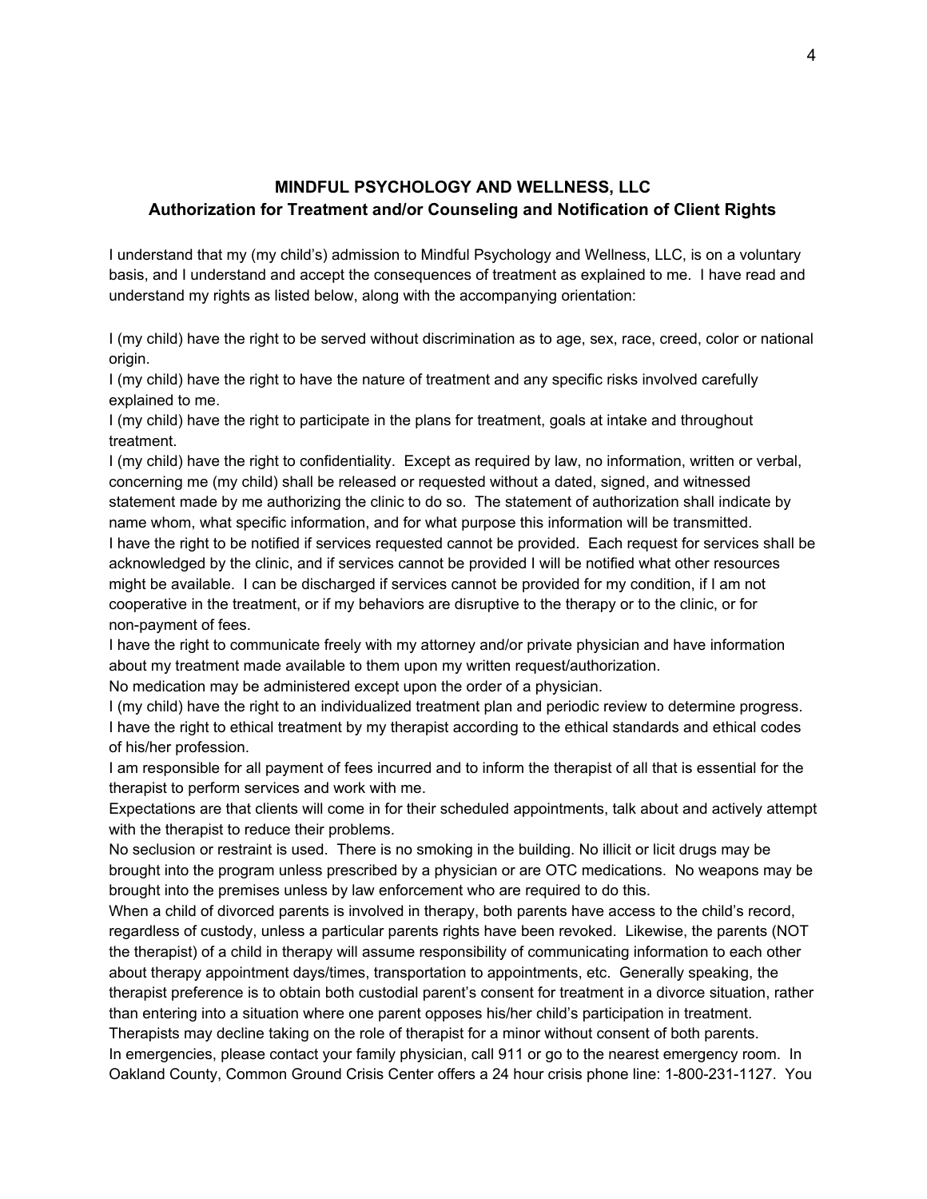**MINDFUL PSYCHOLOGY AND WELLNESS, LLC**
**Authorization for Treatment and/or Counseling and Notification of Client Rights**

I understand that my (my child's) admission to Mindful Psychology and Wellness, LLC, is on a voluntary basis, and I understand and accept the consequences of treatment as explained to me. I have read and understand my rights as listed below, along with the accompanying orientation:

I (my child) have the right to be served without discrimination as to age, sex, race, creed, color or national origin.
I (my child) have the right to have the nature of treatment and any specific risks involved carefully explained to me.
I (my child) have the right to participate in the plans for treatment, goals at intake and throughout treatment.
I (my child) have the right to confidentiality. Except as required by law, no information, written or verbal, concerning me (my child) shall be released or requested without a dated, signed, and witnessed statement made by me authorizing the clinic to do so. The statement of authorization shall indicate by name whom, what specific information, and for what purpose this information will be transmitted.
I have the right to be notified if services requested cannot be provided. Each request for services shall be acknowledged by the clinic, and if services cannot be provided I will be notified what other resources might be available. I can be discharged if services cannot be provided for my condition, if I am not cooperative in the treatment, or if my behaviors are disruptive to the therapy or to the clinic, or for non-payment of fees.
I have the right to communicate freely with my attorney and/or private physician and have information about my treatment made available to them upon my written request/authorization.
No medication may be administered except upon the order of a physician.
I (my child) have the right to an individualized treatment plan and periodic review to determine progress.
I have the right to ethical treatment by my therapist according to the ethical standards and ethical codes of his/her profession.
I am responsible for all payment of fees incurred and to inform the therapist of all that is essential for the therapist to perform services and work with me.
Expectations are that clients will come in for their scheduled appointments, talk about and actively attempt with the therapist to reduce their problems.
No seclusion or restraint is used. There is no smoking in the building. No illicit or licit drugs may be brought into the program unless prescribed by a physician or are OTC medications. No weapons may be brought into the premises unless by law enforcement who are required to do this.
When a child of divorced parents is involved in therapy, both parents have access to the child's record, regardless of custody, unless a particular parents rights have been revoked. Likewise, the parents (NOT the therapist) of a child in therapy will assume responsibility of communicating information to each other about therapy appointment days/times, transportation to appointments, etc. Generally speaking, the therapist preference is to obtain both custodial parent's consent for treatment in a divorce situation, rather than entering into a situation where one parent opposes his/her child's participation in treatment. Therapists may decline taking on the role of therapist for a minor without consent of both parents.
In emergencies, please contact your family physician, call 911 or go to the nearest emergency room. In Oakland County, Common Ground Crisis Center offers a 24 hour crisis phone line: 1-800-231-1127. You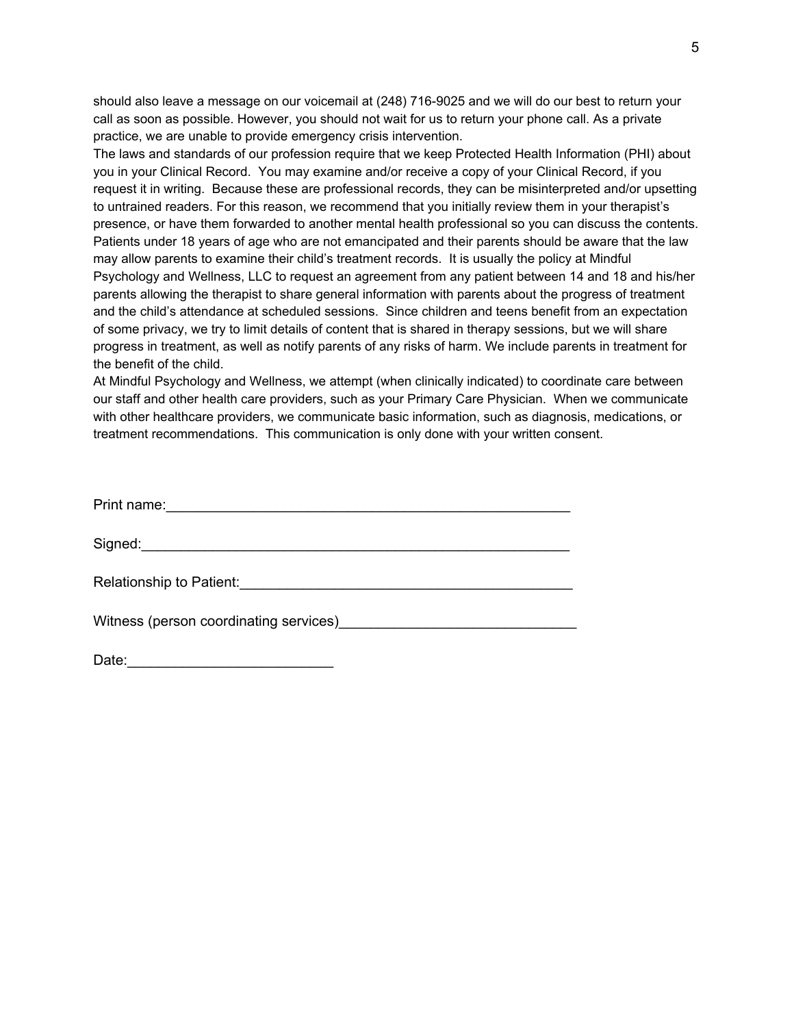should also leave a message on our voicemail at (248) 716-9025 and we will do our best to return your call as soon as possible. However, you should not wait for us to return your phone call. As a private practice, we are unable to provide emergency crisis intervention.

The laws and standards of our profession require that we keep Protected Health Information (PHI) about you in your Clinical Record. You may examine and/or receive a copy of your Clinical Record, if you request it in writing. Because these are professional records, they can be misinterpreted and/or upsetting to untrained readers. For this reason, we recommend that you initially review them in your therapist's presence, or have them forwarded to another mental health professional so you can discuss the contents. Patients under 18 years of age who are not emancipated and their parents should be aware that the law may allow parents to examine their child's treatment records. It is usually the policy at Mindful Psychology and Wellness, LLC to request an agreement from any patient between 14 and 18 and his/her parents allowing the therapist to share general information with parents about the progress of treatment and the child's attendance at scheduled sessions. Since children and teens benefit from an expectation of some privacy, we try to limit details of content that is shared in therapy sessions, but we will share progress in treatment, as well as notify parents of any risks of harm. We include parents in treatment for the benefit of the child.

At Mindful Psychology and Wellness, we attempt (when clinically indicated) to coordinate care between our staff and other health care providers, such as your Primary Care Physician. When we communicate with other healthcare providers, we communicate basic information, such as diagnosis, medications, or treatment recommendations. This communication is only done with your written consent.

Print name:_____________________________________________________

Signed:________________________________________________________

Relationship to Patient:___________________________________________

Witness (person coordinating services)______________________________

Date:__________________________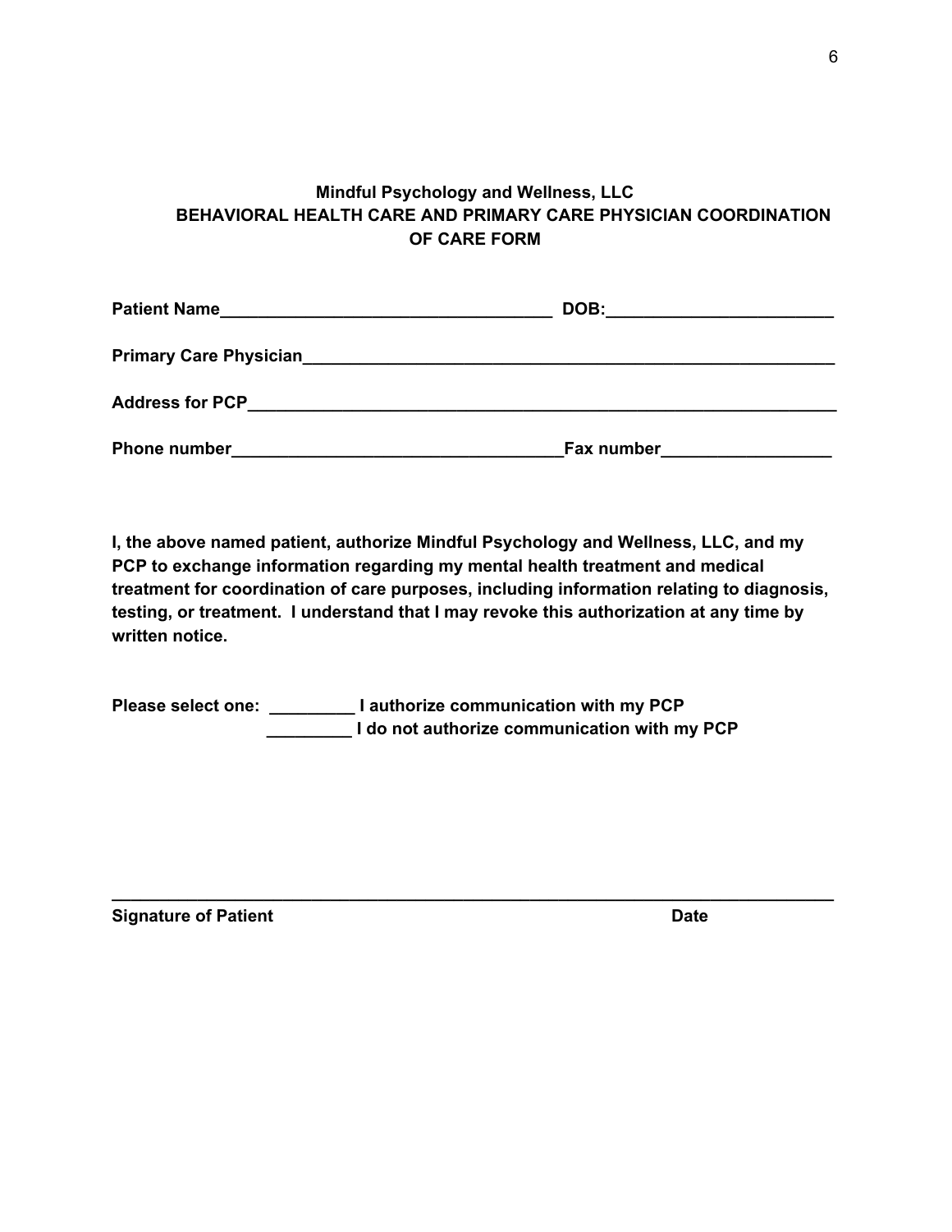**Mindful Psychology and Wellness, LLC**
**BEHAVIORAL HEALTH CARE AND PRIMARY CARE PHYSICIAN COORDINATION OF CARE FORM**

**Patient Name___________________________________ DOB:_______________________**

**Primary Care Physician_________________________________________________________**

**Address for PCP_______________________________________________________________**

**Phone number___________________________________Fax number_________________**

**I, the above named patient, authorize Mindful Psychology and Wellness, LLC, and my PCP to exchange information regarding my mental health treatment and medical treatment for coordination of care purposes, including information relating to diagnosis, testing, or treatment. I understand that I may revoke this authorization at any time by written notice.**

**Please select one: _________ I authorize communication with my PCP**
**_________ I do not authorize communication with my PCP**

**_________________________________________________________________________**
**Signature of Patient Date**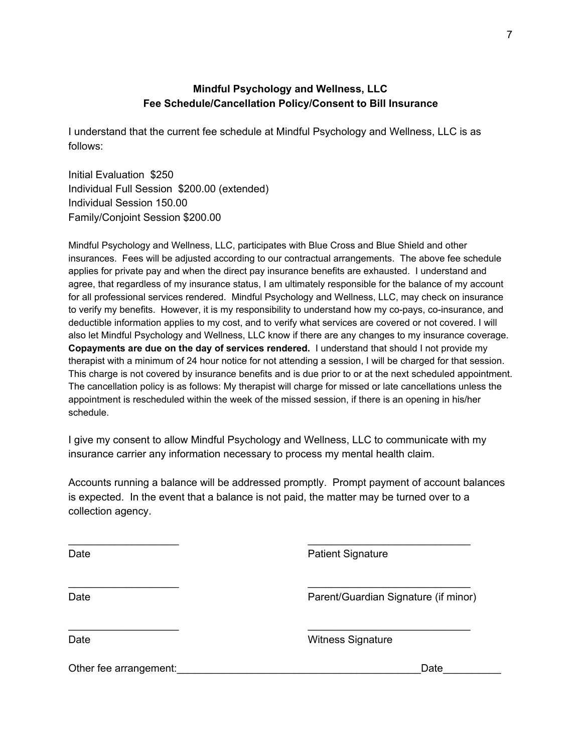## Mindful Psychology and Wellness, LLC
## Fee Schedule/Cancellation Policy/Consent to Bill Insurance

I understand that the current fee schedule at Mindful Psychology and Wellness, LLC is as follows:

Initial Evaluation  $250
Individual Full Session  $200.00 (extended)
Individual Session 150.00
Family/Conjoint Session $200.00

Mindful Psychology and Wellness, LLC, participates with Blue Cross and Blue Shield and other insurances.  Fees will be adjusted according to our contractual arrangements.  The above fee schedule applies for private pay and when the direct pay insurance benefits are exhausted.  I understand and agree, that regardless of my insurance status, I am ultimately responsible for the balance of my account for all professional services rendered.  Mindful Psychology and Wellness, LLC, may check on insurance to verify my benefits.  However, it is my responsibility to understand how my co-pays, co-insurance, and deductible information applies to my cost, and to verify what services are covered or not covered. I will also let Mindful Psychology and Wellness, LLC know if there are any changes to my insurance coverage. **Copayments are due on the day of services rendered.** I understand that should I not provide my therapist with a minimum of 24 hour notice for not attending a session, I will be charged for that session. This charge is not covered by insurance benefits and is due prior to or at the next scheduled appointment. The cancellation policy is as follows: My therapist will charge for missed or late cancellations unless the appointment is rescheduled within the week of the missed session, if there is an opening in his/her schedule.

I give my consent to allow Mindful Psychology and Wellness, LLC to communicate with my insurance carrier any information necessary to process my mental health claim.

Accounts running a balance will be addressed promptly.  Prompt payment of account balances is expected.  In the event that a balance is not paid, the matter may be turned over to a collection agency.

\_\_\_\_\_\_\_\_\_\_\_\_\_\_\_\_\_\_\_\_ Date                    \_\_\_\_\_\_\_\_\_\_\_\_\_\_\_\_\_\_\_\_\_\_\_\_\_\_\_\_ Patient Signature

\_\_\_\_\_\_\_\_\_\_\_\_\_\_\_\_\_\_\_\_ Date                    \_\_\_\_\_\_\_\_\_\_\_\_\_\_\_\_\_\_\_\_\_\_\_\_\_\_\_\_ Parent/Guardian Signature (if minor)

\_\_\_\_\_\_\_\_\_\_\_\_\_\_\_\_\_\_\_\_ Date                    \_\_\_\_\_\_\_\_\_\_\_\_\_\_\_\_\_\_\_\_\_\_\_\_\_\_\_\_ Witness Signature

Other fee arrangement:\_\_\_\_\_\_\_\_\_\_\_\_\_\_\_\_\_\_\_\_\_\_\_\_\_\_\_\_\_\_\_\_\_\_\_\_\_\_\_\_\_\_Date\_\_\_\_\_\_\_\_\_\_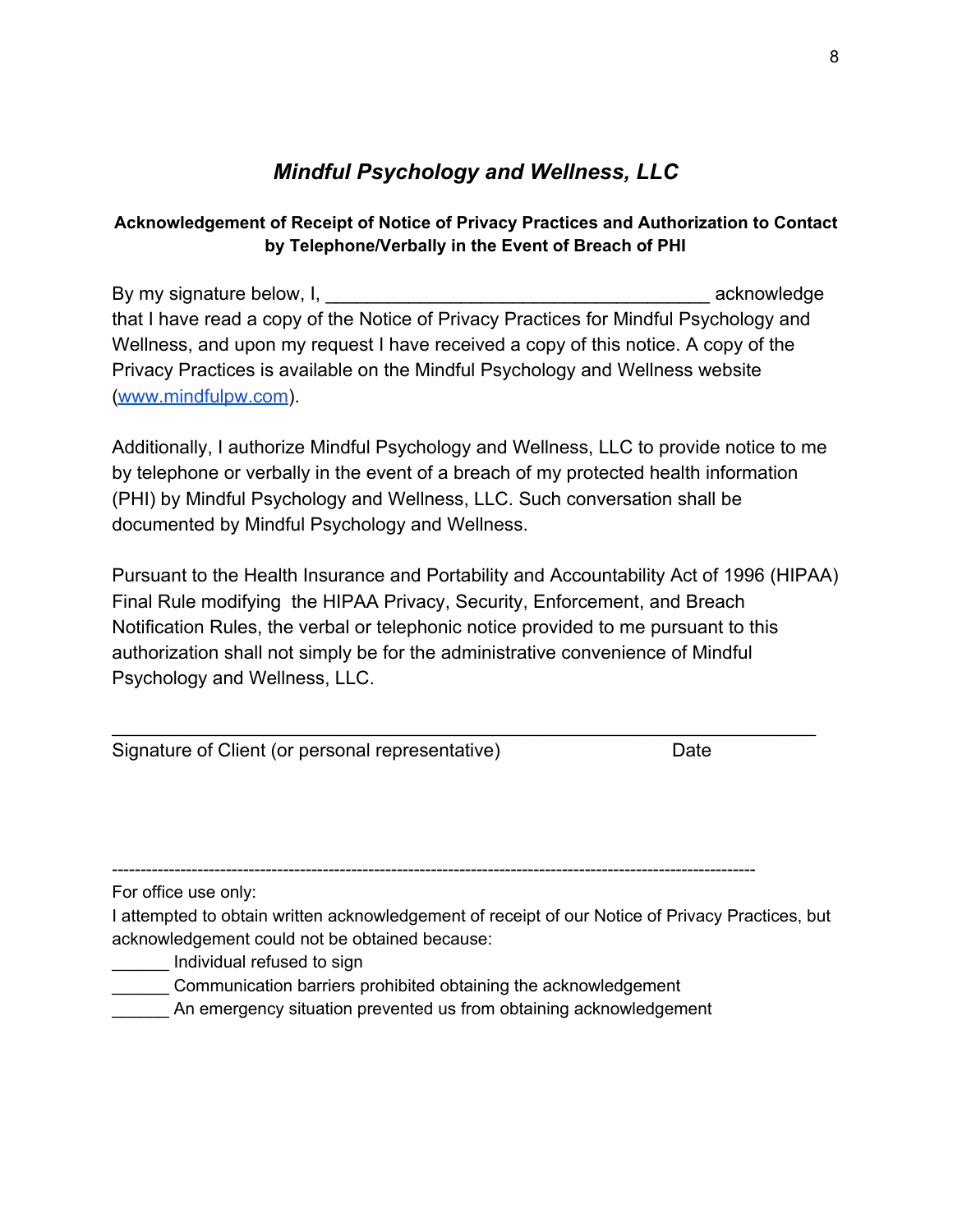## *Mindful Psychology and Wellness, LLC*

**Acknowledgement of Receipt of Notice of Privacy Practices and Authorization to Contact by Telephone/Verbally in the Event of Breach of PHI**

By my signature below, I, ______________________________________ acknowledge that I have read a copy of the Notice of Privacy Practices for Mindful Psychology and Wellness, and upon my request I have received a copy of this notice. A copy of the Privacy Practices is available on the Mindful Psychology and Wellness website ([www.mindfulpw.com](http://www.mindfulpw.com)).

Additionally, I authorize Mindful Psychology and Wellness, LLC to provide notice to me by telephone or verbally in the event of a breach of my protected health information (PHI) by Mindful Psychology and Wellness, LLC. Such conversation shall be documented by Mindful Psychology and Wellness.

Pursuant to the Health Insurance and Portability and Accountability Act of 1996 (HIPAA) Final Rule modifying the HIPAA Privacy, Security, Enforcement, and Breach Notification Rules, the verbal or telephonic notice provided to me pursuant to this authorization shall not simply be for the administrative convenience of Mindful Psychology and Wellness, LLC.

_____________________________________________________________________

Signature of Client (or personal representative) Date

----------------------------------------------------------------------------------------------------------------

For office use only:

I attempted to obtain written acknowledgement of receipt of our Notice of Privacy Practices, but acknowledgement could not be obtained because:

______ Individual refused to sign

______ Communication barriers prohibited obtaining the acknowledgement

______ An emergency situation prevented us from obtaining acknowledgement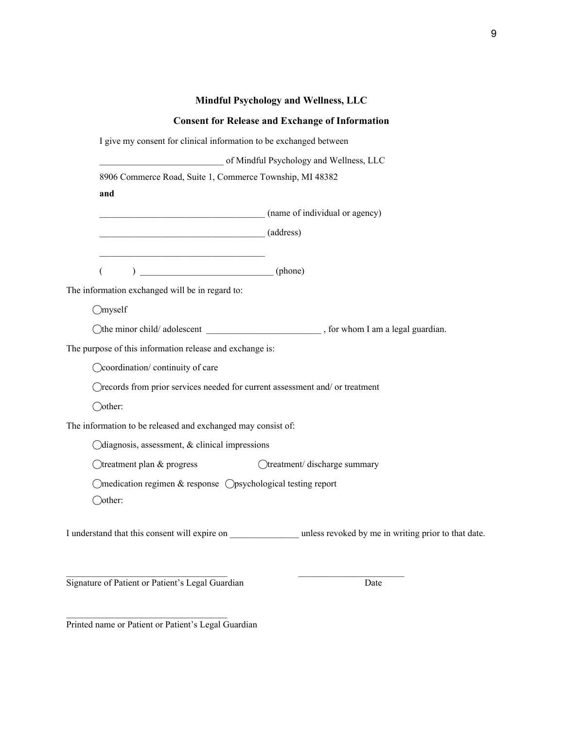**Mindful Psychology and Wellness, LLC**

**Consent for Release and Exchange of Information**

I give my consent for clinical information to be exchanged between

___________________________ of Mindful Psychology and Wellness, LLC

8906 Commerce Road, Suite 1, Commerce Township, MI 48382

**and**

____________________________________ (name of individual or agency)

____________________________________ (address)

____________________________________

(          ) _____________________________ (phone)

The information exchanged will be in regard to:

◯myself

◯the minor child/ adolescent _________________________ , for whom I am a legal guardian.

The purpose of this information release and exchange is:

◯coordination/ continuity of care

◯records from prior services needed for current assessment and/ or treatment

◯other:

The information to be released and exchanged may consist of:

◯diagnosis, assessment, & clinical impressions

◯treatment plan & progress ◯treatment/ discharge summary

◯medication regimen & response ◯psychological testing report

◯other:

I understand that this consent will expire on _______________ unless revoked by me in writing prior to that date.

____________________________________ _______________________

Signature of Patient or Patient's Legal Guardian Date

____________________________________

Printed name or Patient or Patient's Legal Guardian